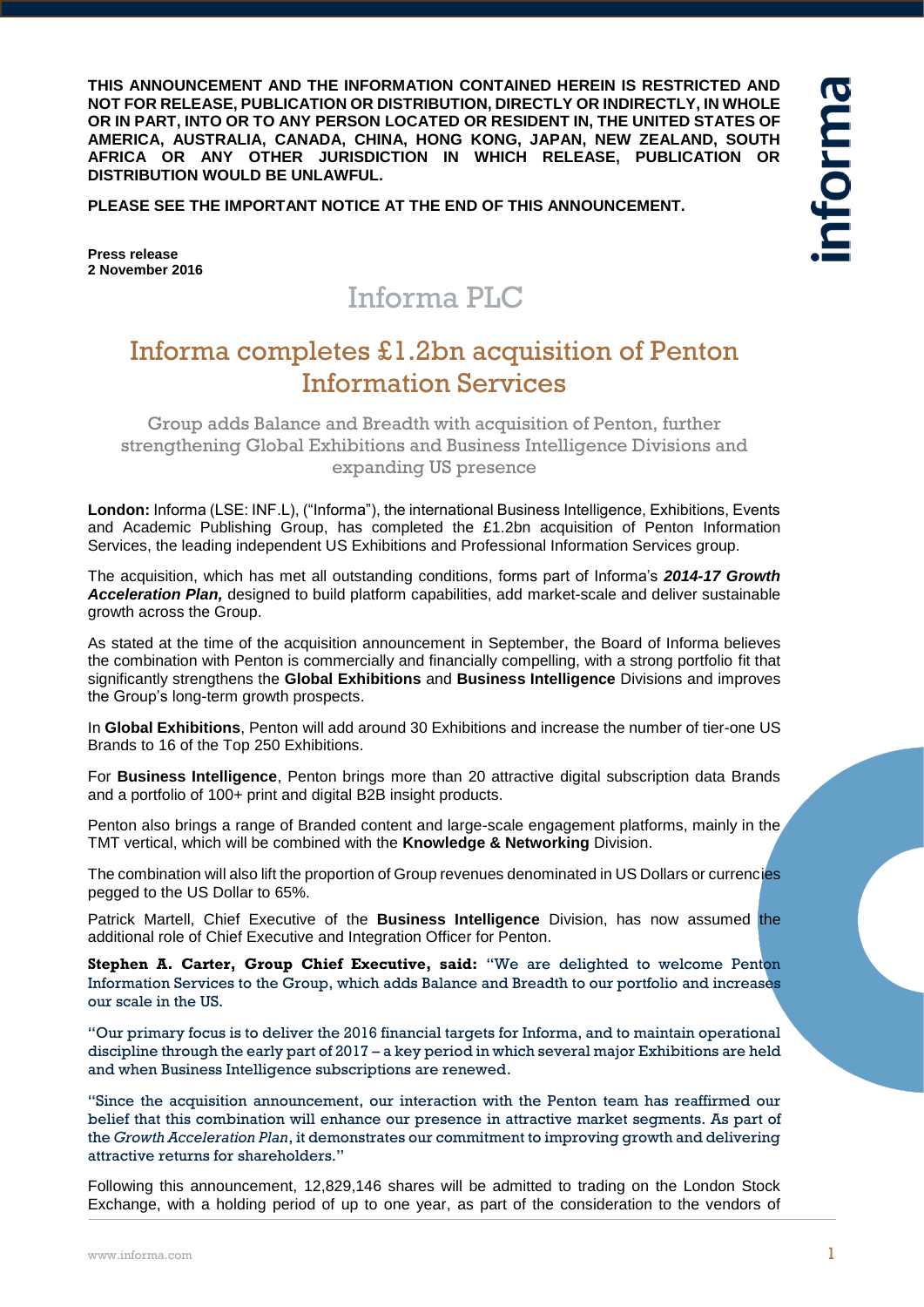**THIS ANNOUNCEMENT AND THE INFORMATION CONTAINED HEREIN IS RESTRICTED AND NOT FOR RELEASE, PUBLICATION OR DISTRIBUTION, DIRECTLY OR INDIRECTLY, IN WHOLE OR IN PART, INTO OR TO ANY PERSON LOCATED OR RESIDENT IN, THE UNITED STATES OF AMERICA, AUSTRALIA, CANADA, CHINA, HONG KONG, JAPAN, NEW ZEALAND, SOUTH AFRICA OR ANY OTHER JURISDICTION IN WHICH RELEASE, PUBLICATION OR DISTRIBUTION WOULD BE UNLAWFUL.**

**PLEASE SEE THE IMPORTANT NOTICE AT THE END OF THIS ANNOUNCEMENT.**

**Press release**
**2 November 2016**

# Informa PLC

## Informa completes £1.2bn acquisition of Penton Information Services

### Group adds Balance and Breadth with acquisition of Penton, further strengthening Global Exhibitions and Business Intelligence Divisions and expanding US presence

**London:** Informa (LSE: INF.L), ("Informa"), the international Business Intelligence, Exhibitions, Events and Academic Publishing Group, has completed the £1.2bn acquisition of Penton Information Services, the leading independent US Exhibitions and Professional Information Services group.

The acquisition, which has met all outstanding conditions, forms part of Informa's ***2014-17 Growth Acceleration Plan,*** designed to build platform capabilities, add market-scale and deliver sustainable growth across the Group.

As stated at the time of the acquisition announcement in September, the Board of Informa believes the combination with Penton is commercially and financially compelling, with a strong portfolio fit that significantly strengthens the **Global Exhibitions** and **Business Intelligence** Divisions and improves the Group's long-term growth prospects.

In **Global Exhibitions**, Penton will add around 30 Exhibitions and increase the number of tier-one US Brands to 16 of the Top 250 Exhibitions.

For **Business Intelligence**, Penton brings more than 20 attractive digital subscription data Brands and a portfolio of 100+ print and digital B2B insight products.

Penton also brings a range of Branded content and large-scale engagement platforms, mainly in the TMT vertical, which will be combined with the **Knowledge & Networking** Division.

The combination will also lift the proportion of Group revenues denominated in US Dollars or currencies pegged to the US Dollar to 65%.

Patrick Martell, Chief Executive of the **Business Intelligence** Division, has now assumed the additional role of Chief Executive and Integration Officer for Penton.

**Stephen A. Carter, Group Chief Executive, said:** "We are delighted to welcome Penton Information Services to the Group, which adds Balance and Breadth to our portfolio and increases our scale in the US.

"Our primary focus is to deliver the 2016 financial targets for Informa, and to maintain operational discipline through the early part of 2017 – a key period in which several major Exhibitions are held and when Business Intelligence subscriptions are renewed.

"Since the acquisition announcement, our interaction with the Penton team has reaffirmed our belief that this combination will enhance our presence in attractive market segments. As part of the *Growth Acceleration Plan*, it demonstrates our commitment to improving growth and delivering attractive returns for shareholders."

Following this announcement, 12,829,146 shares will be admitted to trading on the London Stock Exchange, with a holding period of up to one year, as part of the consideration to the vendors of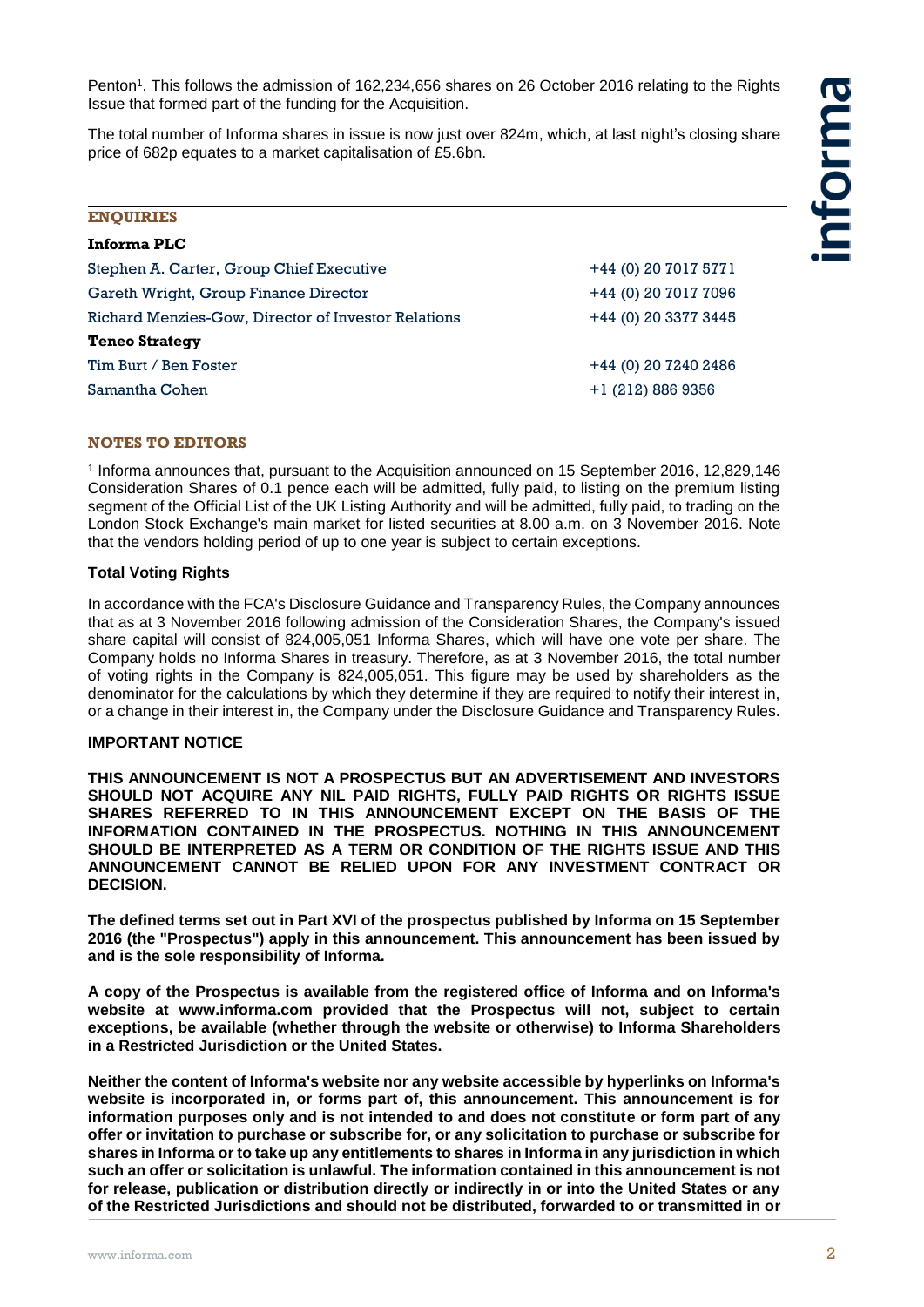Penton[1]. This follows the admission of 162,234,656 shares on 26 October 2016 relating to the Rights Issue that formed part of the funding for the Acquisition.

The total number of Informa shares in issue is now just over 824m, which, at last night's closing share price of 682p equates to a market capitalisation of £5.6bn.

## ENQUIRIES

| | |
|---|---|
| **Informa PLC** | |
| Stephen A. Carter, Group Chief Executive | +44 (0) 20 7017 5771 |
| Gareth Wright, Group Finance Director | +44 (0) 20 7017 7096 |
| Richard Menzies-Gow, Director of Investor Relations | +44 (0) 20 3377 3445 |
| **Teneo Strategy** | |
| Tim Burt / Ben Foster | +44 (0) 20 7240 2486 |
| Samantha Cohen | +1 (212) 886 9356 |

## NOTES TO EDITORS

[1] Informa announces that, pursuant to the Acquisition announced on 15 September 2016, 12,829,146 Consideration Shares of 0.1 pence each will be admitted, fully paid, to listing on the premium listing segment of the Official List of the UK Listing Authority and will be admitted, fully paid, to trading on the London Stock Exchange's main market for listed securities at 8.00 a.m. on 3 November 2016. Note that the vendors holding period of up to one year is subject to certain exceptions.

**Total Voting Rights**

In accordance with the FCA's Disclosure Guidance and Transparency Rules, the Company announces that as at 3 November 2016 following admission of the Consideration Shares, the Company's issued share capital will consist of 824,005,051 Informa Shares, which will have one vote per share. The Company holds no Informa Shares in treasury. Therefore, as at 3 November 2016, the total number of voting rights in the Company is 824,005,051. This figure may be used by shareholders as the denominator for the calculations by which they determine if they are required to notify their interest in, or a change in their interest in, the Company under the Disclosure Guidance and Transparency Rules.

**IMPORTANT NOTICE**

**THIS ANNOUNCEMENT IS NOT A PROSPECTUS BUT AN ADVERTISEMENT AND INVESTORS SHOULD NOT ACQUIRE ANY NIL PAID RIGHTS, FULLY PAID RIGHTS OR RIGHTS ISSUE SHARES REFERRED TO IN THIS ANNOUNCEMENT EXCEPT ON THE BASIS OF THE INFORMATION CONTAINED IN THE PROSPECTUS. NOTHING IN THIS ANNOUNCEMENT SHOULD BE INTERPRETED AS A TERM OR CONDITION OF THE RIGHTS ISSUE AND THIS ANNOUNCEMENT CANNOT BE RELIED UPON FOR ANY INVESTMENT CONTRACT OR DECISION.**

**The defined terms set out in Part XVI of the prospectus published by Informa on 15 September 2016 (the "Prospectus") apply in this announcement. This announcement has been issued by and is the sole responsibility of Informa.**

**A copy of the Prospectus is available from the registered office of Informa and on Informa's website at www.informa.com provided that the Prospectus will not, subject to certain exceptions, be available (whether through the website or otherwise) to Informa Shareholders in a Restricted Jurisdiction or the United States.**

**Neither the content of Informa's website nor any website accessible by hyperlinks on Informa's website is incorporated in, or forms part of, this announcement. This announcement is for information purposes only and is not intended to and does not constitute or form part of any offer or invitation to purchase or subscribe for, or any solicitation to purchase or subscribe for shares in Informa or to take up any entitlements to shares in Informa in any jurisdiction in which such an offer or solicitation is unlawful. The information contained in this announcement is not for release, publication or distribution directly or indirectly in or into the United States or any of the Restricted Jurisdictions and should not be distributed, forwarded to or transmitted in or**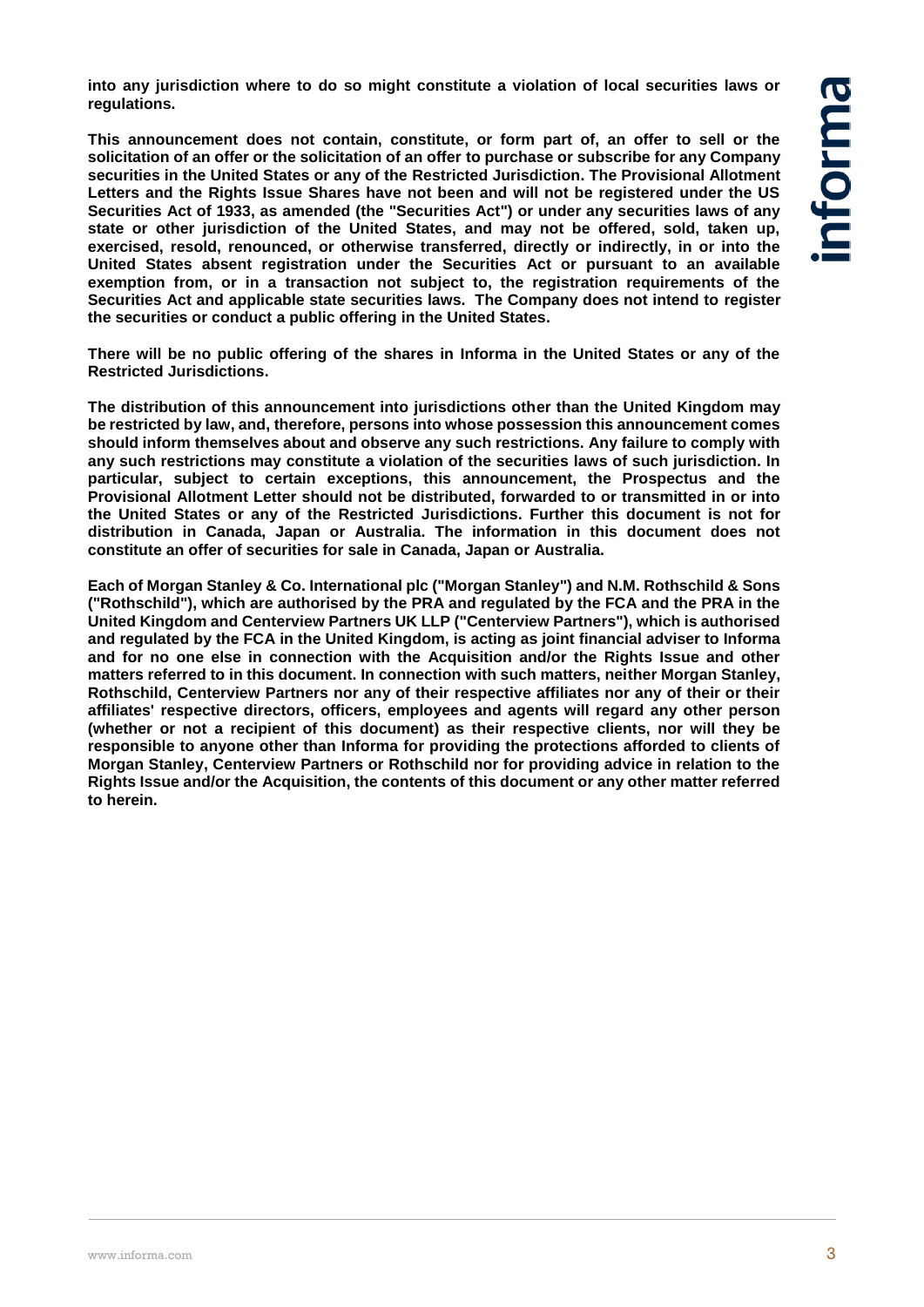**into any jurisdiction where to do so might constitute a violation of local securities laws or regulations.**

**This announcement does not contain, constitute, or form part of, an offer to sell or the solicitation of an offer or the solicitation of an offer to purchase or subscribe for any Company securities in the United States or any of the Restricted Jurisdiction. The Provisional Allotment Letters and the Rights Issue Shares have not been and will not be registered under the US Securities Act of 1933, as amended (the "Securities Act") or under any securities laws of any state or other jurisdiction of the United States, and may not be offered, sold, taken up, exercised, resold, renounced, or otherwise transferred, directly or indirectly, in or into the United States absent registration under the Securities Act or pursuant to an available exemption from, or in a transaction not subject to, the registration requirements of the Securities Act and applicable state securities laws. The Company does not intend to register the securities or conduct a public offering in the United States.**

**There will be no public offering of the shares in Informa in the United States or any of the Restricted Jurisdictions.**

**The distribution of this announcement into jurisdictions other than the United Kingdom may be restricted by law, and, therefore, persons into whose possession this announcement comes should inform themselves about and observe any such restrictions. Any failure to comply with any such restrictions may constitute a violation of the securities laws of such jurisdiction. In particular, subject to certain exceptions, this announcement, the Prospectus and the Provisional Allotment Letter should not be distributed, forwarded to or transmitted in or into the United States or any of the Restricted Jurisdictions. Further this document is not for distribution in Canada, Japan or Australia. The information in this document does not constitute an offer of securities for sale in Canada, Japan or Australia.**

**Each of Morgan Stanley & Co. International plc ("Morgan Stanley") and N.M. Rothschild & Sons ("Rothschild"), which are authorised by the PRA and regulated by the FCA and the PRA in the United Kingdom and Centerview Partners UK LLP ("Centerview Partners"), which is authorised and regulated by the FCA in the United Kingdom, is acting as joint financial adviser to Informa and for no one else in connection with the Acquisition and/or the Rights Issue and other matters referred to in this document. In connection with such matters, neither Morgan Stanley, Rothschild, Centerview Partners nor any of their respective affiliates nor any of their or their affiliates' respective directors, officers, employees and agents will regard any other person (whether or not a recipient of this document) as their respective clients, nor will they be responsible to anyone other than Informa for providing the protections afforded to clients of Morgan Stanley, Centerview Partners or Rothschild nor for providing advice in relation to the Rights Issue and/or the Acquisition, the contents of this document or any other matter referred to herein.**